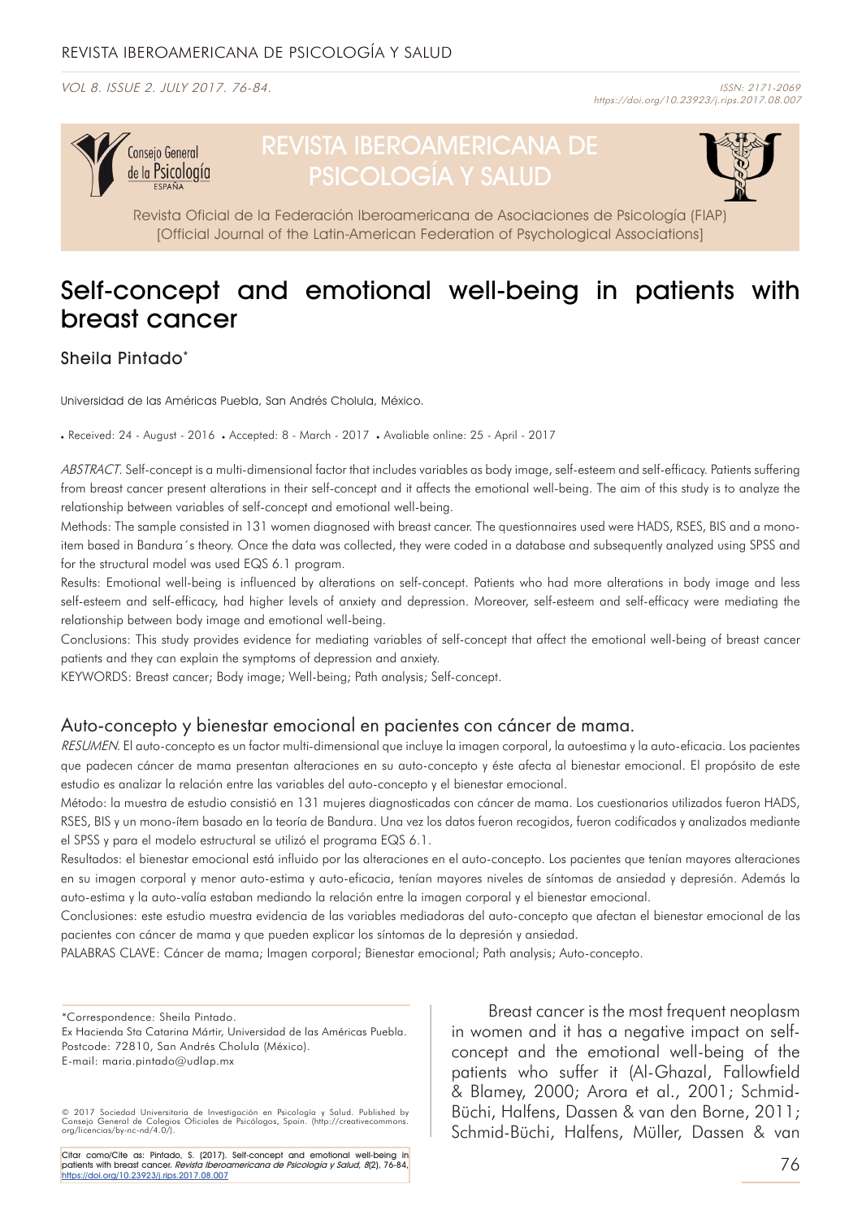# Self-concept and emotional well-being in patients with breast cancer

Sheila Pintado*

Universidad de las Américas Puebla, San Andrés Cholula, México.

• Received: 24 - August - 2016 • Accepted: 8 - March - 2017 • Avaliable online: 25 - April - 2017

*ABSTRACT.* Self-concept is a multi-dimensional factor that includes variables as body image, self-esteem and self-efficacy. Patients suffering from breast cancer present alterations in their self-concept and it affects the emotional well-being. The aim of this study is to analyze the relationship between variables of self-concept and emotional well-being.

Methods: The sample consisted in 131 women diagnosed with breast cancer. The questionnaires used were HADS, RSES, BIS and a mono-item based in Bandura´s theory. Once the data was collected, they were coded in a database and subsequently analyzed using SPSS and for the structural model was used EQS 6.1 program.

Results: Emotional well-being is influenced by alterations on self-concept. Patients who had more alterations in body image and less self-esteem and self-efficacy, had higher levels of anxiety and depression. Moreover, self-esteem and self-efficacy were mediating the relationship between body image and emotional well-being.

Conclusions: This study provides evidence for mediating variables of self-concept that affect the emotional well-being of breast cancer patients and they can explain the symptoms of depression and anxiety.

KEYWORDS: Breast cancer; Body image; Well-being; Path analysis; Self-concept.

## Auto-concepto y bienestar emocional en pacientes con cáncer de mama.

*RESUMEN.* El auto-concepto es un factor multi-dimensional que incluye la imagen corporal, la autoestima y la auto-eficacia. Los pacientes que padecen cáncer de mama presentan alteraciones en su auto-concepto y éste afecta al bienestar emocional. El propósito de este estudio es analizar la relación entre las variables del auto-concepto y el bienestar emocional.

Método: la muestra de estudio consistió en 131 mujeres diagnosticadas con cáncer de mama. Los cuestionarios utilizados fueron HADS, RSES, BIS y un mono-ítem basado en la teoría de Bandura. Una vez los datos fueron recogidos, fueron codificados y analizados mediante el SPSS y para el modelo estructural se utilizó el programa EQS 6.1.

Resultados: el bienestar emocional está influido por las alteraciones en el auto-concepto. Los pacientes que tenían mayores alteraciones en su imagen corporal y menor auto-estima y auto-eficacia, tenían mayores niveles de síntomas de ansiedad y depresión. Además la auto-estima y la auto-valía estaban mediando la relación entre la imagen corporal y el bienestar emocional.

Conclusiones: este estudio muestra evidencia de las variables mediadoras del auto-concepto que afectan el bienestar emocional de las pacientes con cáncer de mama y que pueden explicar los síntomas de la depresión y ansiedad.

PALABRAS CLAVE: Cáncer de mama; Imagen corporal; Bienestar emocional; Path analysis; Auto-concepto.

*Correspondence: Sheila Pintado.
Ex Hacienda Sta Catarina Mártir, Universidad de las Américas Puebla.
Postcode: 72810, San Andrés Cholula (México).
E-mail: maria.pintado@udlap.mx

© 2017 Sociedad Universitaria de Investigación en Psicología y Salud. Published by Consejo General de Colegios Oficiales de Psicólogos, Spain. (http://creativecommons.org/licencias/by-nc-nd/4.0/).

Citar como/Cite as: Pintado, S. (2017). Self-concept and emotional well-being in patients with breast cancer. *Revista Iberoamericana de Psicología y Salud, 8*(2), 76-84. https://doi.org/10.23923/j.rips.2017.08.007

Breast cancer is the most frequent neoplasm in women and it has a negative impact on self-concept and the emotional well-being of the patients who suffer it (Al-Ghazal, Fallowfield & Blamey, 2000; Arora et al., 2001; Schmid-Büchi, Halfens, Dassen & van den Borne, 2011; Schmid-Büchi, Halfens, Müller, Dassen & van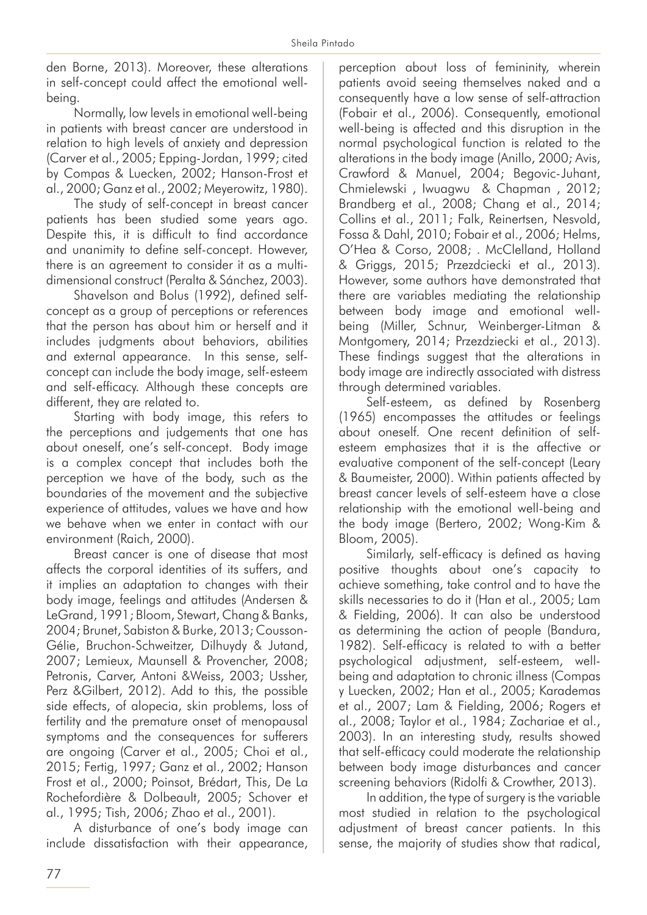den Borne, 2013). Moreover, these alterations in self-concept could affect the emotional well-being.

Normally, low levels in emotional well-being in patients with breast cancer are understood in relation to high levels of anxiety and depression (Carver et al., 2005; Epping-Jordan, 1999; cited by Compas & Luecken, 2002; Hanson-Frost et al., 2000; Ganz et al., 2002; Meyerowitz, 1980).

The study of self-concept in breast cancer patients has been studied some years ago. Despite this, it is difficult to find accordance and unanimity to define self-concept. However, there is an agreement to consider it as a multi-dimensional construct (Peralta & Sánchez, 2003).

Shavelson and Bolus (1992), defined self-concept as a group of perceptions or references that the person has about him or herself and it includes judgments about behaviors, abilities and external appearance. In this sense, self-concept can include the body image, self-esteem and self-efficacy. Although these concepts are different, they are related to.

Starting with body image, this refers to the perceptions and judgements that one has about oneself, one's self-concept. Body image is a complex concept that includes both the perception we have of the body, such as the boundaries of the movement and the subjective experience of attitudes, values we have and how we behave when we enter in contact with our environment (Raich, 2000).

Breast cancer is one of disease that most affects the corporal identities of its suffers, and it implies an adaptation to changes with their body image, feelings and attitudes (Andersen & LeGrand, 1991; Bloom, Stewart, Chang & Banks, 2004; Brunet, Sabiston & Burke, 2013; Cousson-Gélie, Bruchon-Schweitzer, Dilhuydy & Jutand, 2007; Lemieux, Maunsell & Provencher, 2008; Petronis, Carver, Antoni &Weiss, 2003; Ussher, Perz &Gilbert, 2012). Add to this, the possible side effects, of alopecia, skin problems, loss of fertility and the premature onset of menopausal symptoms and the consequences for sufferers are ongoing (Carver et al., 2005; Choi et al., 2015; Fertig, 1997; Ganz et al., 2002; Hanson Frost et al., 2000; Poinsot, Brédart, This, De La Rochefordière & Dolbeault, 2005; Schover et al., 1995; Tish, 2006; Zhao et al., 2001).

A disturbance of one's body image can include dissatisfaction with their appearance, perception about loss of femininity, wherein patients avoid seeing themselves naked and a consequently have a low sense of self-attraction (Fobair et al., 2006). Consequently, emotional well-being is affected and this disruption in the normal psychological function is related to the alterations in the body image (Anillo, 2000; Avis, Crawford & Manuel, 2004; Begovic-Juhant, Chmielewski , Iwuagwu & Chapman , 2012; Brandberg et al., 2008; Chang et al., 2014; Collins et al., 2011; Falk, Reinertsen, Nesvold, Fossa & Dahl, 2010; Fobair et al., 2006; Helms, O'Hea & Corso, 2008; . McClelland, Holland & Griggs, 2015; Przezdciecki et al., 2013). However, some authors have demonstrated that there are variables mediating the relationship between body image and emotional well-being (Miller, Schnur, Weinberger-Litman & Montgomery, 2014; Przezdziecki et al., 2013). These findings suggest that the alterations in body image are indirectly associated with distress through determined variables.

Self-esteem, as defined by Rosenberg (1965) encompasses the attitudes or feelings about oneself. One recent definition of self-esteem emphasizes that it is the affective or evaluative component of the self-concept (Leary & Baumeister, 2000). Within patients affected by breast cancer levels of self-esteem have a close relationship with the emotional well-being and the body image (Bertero, 2002; Wong-Kim & Bloom, 2005).

Similarly, self-efficacy is defined as having positive thoughts about one's capacity to achieve something, take control and to have the skills necessaries to do it (Han et al., 2005; Lam & Fielding, 2006). It can also be understood as determining the action of people (Bandura, 1982). Self-efficacy is related to with a better psychological adjustment, self-esteem, well-being and adaptation to chronic illness (Compas y Luecken, 2002; Han et al., 2005; Karademas et al., 2007; Lam & Fielding, 2006; Rogers et al., 2008; Taylor et al., 1984; Zachariae et al., 2003). In an interesting study, results showed that self-efficacy could moderate the relationship between body image disturbances and cancer screening behaviors (Ridolfi & Crowther, 2013).

In addition, the type of surgery is the variable most studied in relation to the psychological adjustment of breast cancer patients. In this sense, the majority of studies show that radical,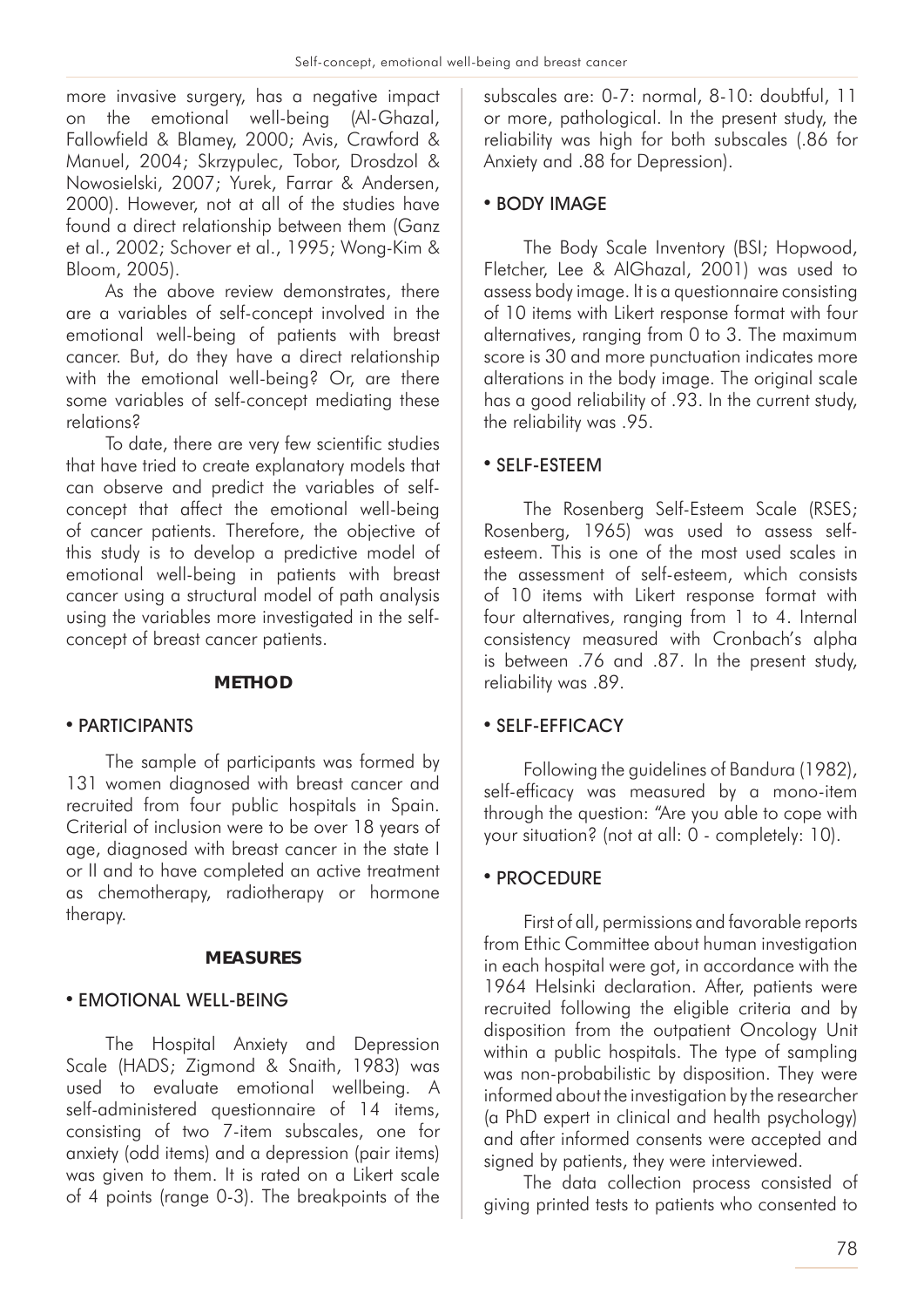more invasive surgery, has a negative impact on the emotional well-being (Al-Ghazal, Fallowfield & Blamey, 2000; Avis, Crawford & Manuel, 2004; Skrzypulec, Tobor, Drosdzol & Nowosielski, 2007; Yurek, Farrar & Andersen, 2000). However, not at all of the studies have found a direct relationship between them (Ganz et al., 2002; Schover et al., 1995; Wong-Kim & Bloom, 2005).

As the above review demonstrates, there are a variables of self-concept involved in the emotional well-being of patients with breast cancer. But, do they have a direct relationship with the emotional well-being? Or, are there some variables of self-concept mediating these relations?

To date, there are very few scientific studies that have tried to create explanatory models that can observe and predict the variables of self-concept that affect the emotional well-being of cancer patients. Therefore, the objective of this study is to develop a predictive model of emotional well-being in patients with breast cancer using a structural model of path analysis using the variables more investigated in the self-concept of breast cancer patients.

## METHOD

### • PARTICIPANTS

The sample of participants was formed by 131 women diagnosed with breast cancer and recruited from four public hospitals in Spain. Criterial of inclusion were to be over 18 years of age, diagnosed with breast cancer in the state I or II and to have completed an active treatment as chemotherapy, radiotherapy or hormone therapy.

## MEASURES

### • EMOTIONAL WELL-BEING

The Hospital Anxiety and Depression Scale (HADS; Zigmond & Snaith, 1983) was used to evaluate emotional wellbeing. A self-administered questionnaire of 14 items, consisting of two 7-item subscales, one for anxiety (odd items) and a depression (pair items) was given to them. It is rated on a Likert scale of 4 points (range 0-3). The breakpoints of the subscales are: 0-7: normal, 8-10: doubtful, 11 or more, pathological. In the present study, the reliability was high for both subscales (.86 for Anxiety and .88 for Depression).

### • BODY IMAGE

The Body Scale Inventory (BSI; Hopwood, Fletcher, Lee & AlGhazal, 2001) was used to assess body image. It is a questionnaire consisting of 10 items with Likert response format with four alternatives, ranging from 0 to 3. The maximum score is 30 and more punctuation indicates more alterations in the body image. The original scale has a good reliability of .93. In the current study, the reliability was .95.

### • SELF-ESTEEM

The Rosenberg Self-Esteem Scale (RSES; Rosenberg, 1965) was used to assess self-esteem. This is one of the most used scales in the assessment of self-esteem, which consists of 10 items with Likert response format with four alternatives, ranging from 1 to 4. Internal consistency measured with Cronbach's alpha is between .76 and .87. In the present study, reliability was .89.

### • SELF-EFFICACY

Following the guidelines of Bandura (1982), self-efficacy was measured by a mono-item through the question: "Are you able to cope with your situation? (not at all: 0 - completely: 10).

### • PROCEDURE

First of all, permissions and favorable reports from Ethic Committee about human investigation in each hospital were got, in accordance with the 1964 Helsinki declaration. After, patients were recruited following the eligible criteria and by disposition from the outpatient Oncology Unit within a public hospitals. The type of sampling was non-probabilistic by disposition. They were informed about the investigation by the researcher (a PhD expert in clinical and health psychology) and after informed consents were accepted and signed by patients, they were interviewed.

The data collection process consisted of giving printed tests to patients who consented to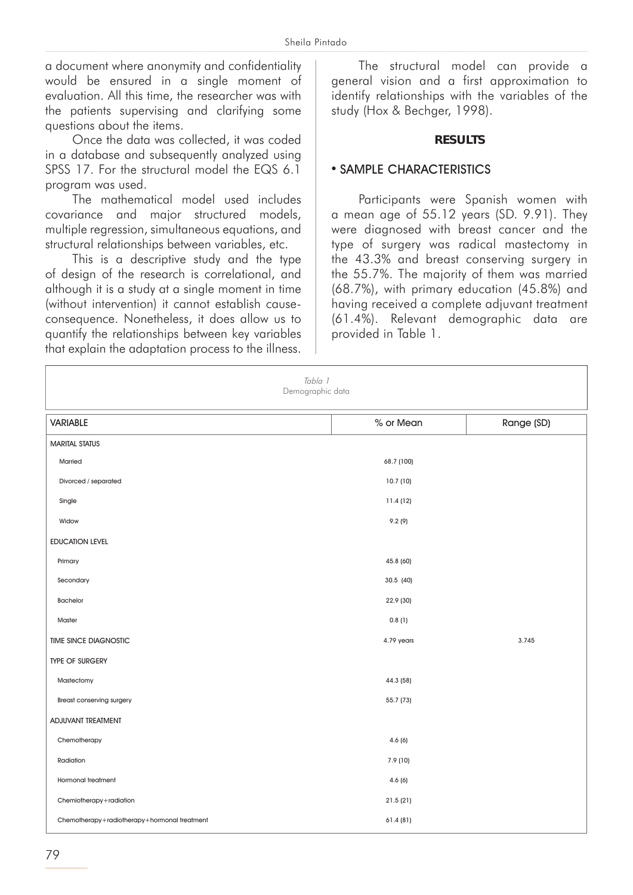a document where anonymity and confidentiality would be ensured in a single moment of evaluation. All this time, the researcher was with the patients supervising and clarifying some questions about the items.

Once the data was collected, it was coded in a database and subsequently analyzed using SPSS 17. For the structural model the EQS 6.1 program was used.

The mathematical model used includes covariance and major structured models, multiple regression, simultaneous equations, and structural relationships between variables, etc.

This is a descriptive study and the type of design of the research is correlational, and although it is a study at a single moment in time (without intervention) it cannot establish cause-consequence. Nonetheless, it does allow us to quantify the relationships between key variables that explain the adaptation process to the illness.

The structural model can provide a general vision and a first approximation to identify relationships with the variables of the study (Hox & Bechger, 1998).

## RESULTS

### • SAMPLE CHARACTERISTICS

Participants were Spanish women with a mean age of 55.12 years (SD. 9.91). They were diagnosed with breast cancer and the type of surgery was radical mastectomy in the 43.3% and breast conserving surgery in the 55.7%. The majority of them was married (68.7%), with primary education (45.8%) and having received a complete adjuvant treatment (61.4%). Relevant demographic data are provided in Table 1.

*Tabla 1*
Demographic data

| VARIABLE | % or Mean | Range (SD) |
|---|---|---|
| MARITAL STATUS | | |
| Married | 68.7 (100) | |
| Divorced / separated | 10.7 (10) | |
| Single | 11.4 (12) | |
| Widow | 9.2 (9) | |
| EDUCATION LEVEL | | |
| Primary | 45.8 (60) | |
| Secondary | 30.5 (40) | |
| Bachelor | 22.9 (30) | |
| Master | 0.8 (1) | |
| TIME SINCE DIAGNOSTIC | 4.79 years | 3.745 |
| TYPE OF SURGERY | | |
| Mastectomy | 44.3 (58) | |
| Breast conserving surgery | 55.7 (73) | |
| ADJUVANT TREATMENT | | |
| Chemotherapy | 4.6 (6) | |
| Radiation | 7.9 (10) | |
| Hormonal treatment | 4.6 (6) | |
| Chemiotherapy+radiation | 21.5 (21) | |
| Chemotherapy+radiotherapy+hormonal treatment | 61.4 (81) | |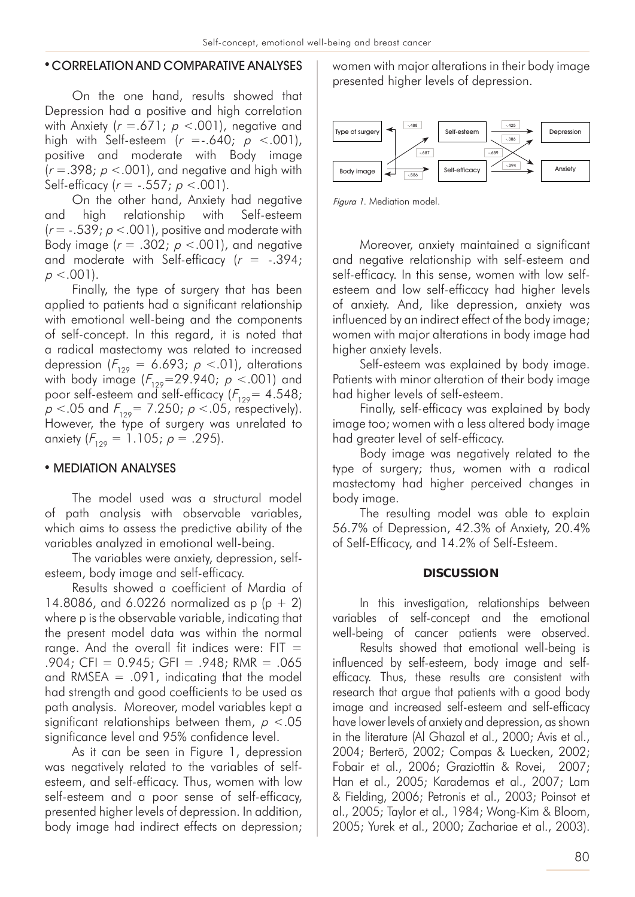## • CORRELATION AND COMPARATIVE ANALYSES

On the one hand, results showed that Depression had a positive and high correlation with Anxiety ($r = .671$; $p < .001$), negative and high with Self-esteem ($r = -.640$; $p < .001$), positive and moderate with Body image ($r = .398$; $p < .001$), and negative and high with Self-efficacy ($r = -.557$; $p < .001$).

On the other hand, Anxiety had negative and high relationship with Self-esteem ($r = -.539$; $p < .001$), positive and moderate with Body image ($r = .302$; $p < .001$), and negative and moderate with Self-efficacy ($r = -.394$; $p < .001$).

Finally, the type of surgery that has been applied to patients had a significant relationship with emotional well-being and the components of self-concept. In this regard, it is noted that a radical mastectomy was related to increased depression ($F_{129} = 6.693$; $p < .01$), alterations with body image ($F_{129} = 29.940$; $p < .001$) and poor self-esteem and self-efficacy ($F_{129} = 4.548$; $p < .05$ and $F_{129} = 7.250$; $p < .05$, respectively). However, the type of surgery was unrelated to anxiety ($F_{129} = 1.105$; $p = .295$).

## • MEDIATION ANALYSES

The model used was a structural model of path analysis with observable variables, which aims to assess the predictive ability of the variables analyzed in emotional well-being.

The variables were anxiety, depression, self-esteem, body image and self-efficacy.

Results showed a coefficient of Mardia of 14.8086, and 6.0226 normalized as p (p + 2) where p is the observable variable, indicating that the present model data was within the normal range. And the overall fit indices were: FIT = .904; CFI = 0.945; GFI = .948; RMR = .065 and RMSEA = .091, indicating that the model had strength and good coefficients to be used as path analysis. Moreover, model variables kept a significant relationships between them, $p < .05$ significance level and 95% confidence level.

As it can be seen in Figure 1, depression was negatively related to the variables of self-esteem, and self-efficacy. Thus, women with low self-esteem and a poor sense of self-efficacy, presented higher levels of depression. In addition, body image had indirect effects on depression; women with major alterations in their body image presented higher levels of depression.

*Figura 1.* Mediation model.

Moreover, anxiety maintained a significant and negative relationship with self-esteem and self-efficacy. In this sense, women with low self-esteem and low self-efficacy had higher levels of anxiety. And, like depression, anxiety was influenced by an indirect effect of the body image; women with major alterations in body image had higher anxiety levels.

Self-esteem was explained by body image. Patients with minor alteration of their body image had higher levels of self-esteem.

Finally, self-efficacy was explained by body image too; women with a less altered body image had greater level of self-efficacy.

Body image was negatively related to the type of surgery; thus, women with a radical mastectomy had higher perceived changes in body image.

The resulting model was able to explain 56.7% of Depression, 42.3% of Anxiety, 20.4% of Self-Efficacy, and 14.2% of Self-Esteem.

## DISCUSSION

In this investigation, relationships between variables of self-concept and the emotional well-being of cancer patients were observed.

Results showed that emotional well-being is influenced by self-esteem, body image and self-efficacy. Thus, these results are consistent with research that argue that patients with a good body image and increased self-esteem and self-efficacy have lower levels of anxiety and depression, as shown in the literature (Al Ghazal et al., 2000; Avis et al., 2004; Berterö, 2002; Compas & Luecken, 2002; Fobair et al., 2006; Graziottin & Rovei, 2007; Han et al., 2005; Karademas et al., 2007; Lam & Fielding, 2006; Petronis et al., 2003; Poinsot et al., 2005; Taylor et al., 1984; Wong-Kim & Bloom, 2005; Yurek et al., 2000; Zachariae et al., 2003).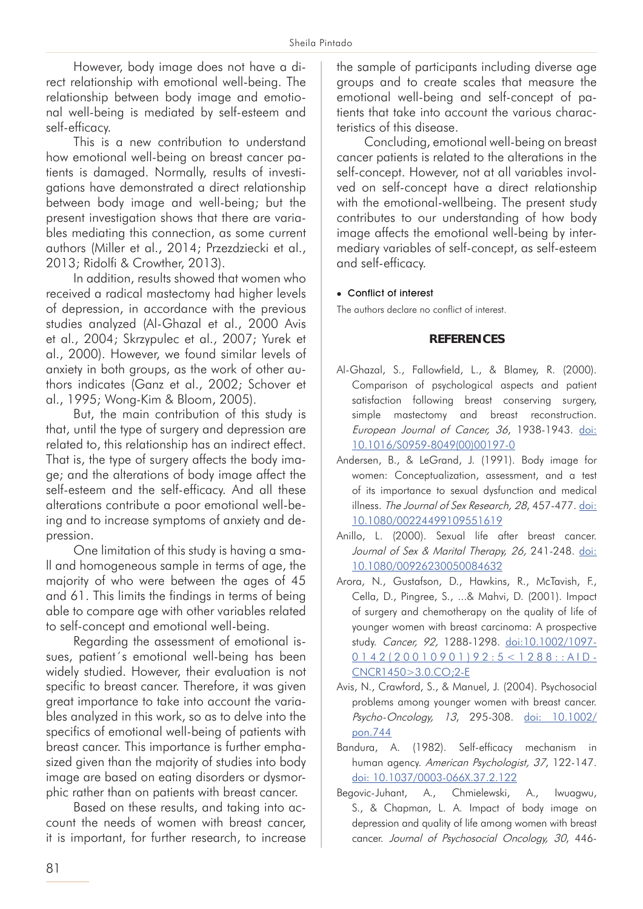However, body image does not have a direct relationship with emotional well-being. The relationship between body image and emotional well-being is mediated by self-esteem and self-efficacy.

This is a new contribution to understand how emotional well-being on breast cancer patients is damaged. Normally, results of investigations have demonstrated a direct relationship between body image and well-being; but the present investigation shows that there are variables mediating this connection, as some current authors (Miller et al., 2014; Przezdziecki et al., 2013; Ridolfi & Crowther, 2013).

In addition, results showed that women who received a radical mastectomy had higher levels of depression, in accordance with the previous studies analyzed (Al-Ghazal et al., 2000 Avis et al., 2004; Skrzypulec et al., 2007; Yurek et al., 2000). However, we found similar levels of anxiety in both groups, as the work of other authors indicates (Ganz et al., 2002; Schover et al., 1995; Wong-Kim & Bloom, 2005).

But, the main contribution of this study is that, until the type of surgery and depression are related to, this relationship has an indirect effect. That is, the type of surgery affects the body image; and the alterations of body image affect the self-esteem and the self-efficacy. And all these alterations contribute a poor emotional well-being and to increase symptoms of anxiety and depression.

One limitation of this study is having a small and homogeneous sample in terms of age, the majority of who were between the ages of 45 and 61. This limits the findings in terms of being able to compare age with other variables related to self-concept and emotional well-being.

Regarding the assessment of emotional issues, patient´s emotional well-being has been widely studied. However, their evaluation is not specific to breast cancer. Therefore, it was given great importance to take into account the variables analyzed in this work, so as to delve into the specifics of emotional well-being of patients with breast cancer. This importance is further emphasized given than the majority of studies into body image are based on eating disorders or dysmorphic rather than on patients with breast cancer.

Based on these results, and taking into account the needs of women with breast cancer, it is important, for further research, to increase the sample of participants including diverse age groups and to create scales that measure the emotional well-being and self-concept of patients that take into account the various characteristics of this disease.

Concluding, emotional well-being on breast cancer patients is related to the alterations in the self-concept. However, not at all variables involved on self-concept have a direct relationship with the emotional-wellbeing. The present study contributes to our understanding of how body image affects the emotional well-being by intermediary variables of self-concept, as self-esteem and self-efficacy.

- **Conflict of interest**

The authors declare no conflict of interest.

## REFERENCES

Al-Ghazal, S., Fallowfield, L., & Blamey, R. (2000). Comparison of psychological aspects and patient satisfaction following breast conserving surgery, simple mastectomy and breast reconstruction. *European Journal of Cancer, 36*, 1938-1943. doi: 10.1016/S0959-8049(00)00197-0

Andersen, B., & LeGrand, J. (1991). Body image for women: Conceptualization, assessment, and a test of its importance to sexual dysfunction and medical illness. *The Journal of Sex Research, 28*, 457-477. doi: 10.1080/00224499109551619

Anillo, L. (2000). Sexual life after breast cancer. *Journal of Sex & Marital Therapy, 26,* 241-248. doi: 10.1080/00926230050084632

Arora, N., Gustafson, D., Hawkins, R., McTavish, F., Cella, D., Pingree, S., ...& Mahvi, D. (2001). Impact of surgery and chemotherapy on the quality of life of younger women with breast carcinoma: A prospective study. *Cancer, 92,* 1288-1298. doi:10.1002/1097-0142(20010901)92:5<1288::AID-CNCR1450>3.0.CO;2-E

Avis, N., Crawford, S., & Manuel, J. (2004). Psychosocial problems among younger women with breast cancer. *Psycho-Oncology, 13*, 295-308. doi: 10.1002/pon.744

Bandura, A. (1982). Self-efficacy mechanism in human agency. *American Psychologist, 37*, 122-147. doi: 10.1037/0003-066X.37.2.122

Begovic-Juhant, A., Chmielewski, A., Iwuagwu, S., & Chapman, L. A. Impact of body image on depression and quality of life among women with breast cancer. *Journal of Psychosocial Oncology, 30*, 446-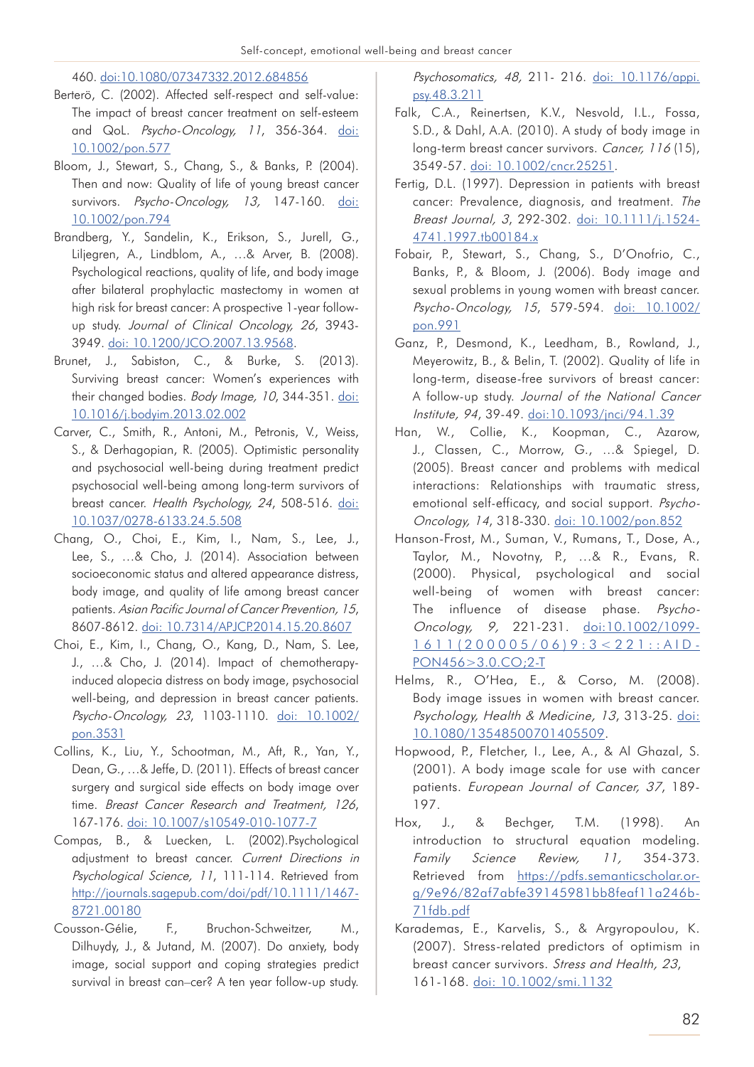460. doi:10.1080/07347332.2012.684856

Berterö, C. (2002). Affected self-respect and self-value: The impact of breast cancer treatment on self-esteem and QoL. *Psycho-Oncology, 11*, 356-364. doi: 10.1002/pon.577

Bloom, J., Stewart, S., Chang, S., & Banks, P. (2004). Then and now: Quality of life of young breast cancer survivors. *Psycho-Oncology, 13*, 147-160. doi: 10.1002/pon.794

Brandberg, Y., Sandelin, K., Erikson, S., Jurell, G., Liljegren, A., Lindblom, A., …& Arver, B. (2008). Psychological reactions, quality of life, and body image after bilateral prophylactic mastectomy in women at high risk for breast cancer: A prospective 1-year follow-up study. *Journal of Clinical Oncology, 26*, 3943-3949. doi: 10.1200/JCO.2007.13.9568.

Brunet, J., Sabiston, C., & Burke, S. (2013). Surviving breast cancer: Women's experiences with their changed bodies. *Body Image, 10*, 344-351. doi: 10.1016/j.bodyim.2013.02.002

Carver, C., Smith, R., Antoni, M., Petronis, V., Weiss, S., & Derhagopian, R. (2005). Optimistic personality and psychosocial well-being during treatment predict psychosocial well-being among long-term survivors of breast cancer. *Health Psychology, 24*, 508-516. doi: 10.1037/0278-6133.24.5.508

Chang, O., Choi, E., Kim, I., Nam, S., Lee, J., Lee, S., …& Cho, J. (2014). Association between socioeconomic status and altered appearance distress, body image, and quality of life among breast cancer patients. *Asian Pacific Journal of Cancer Prevention, 15*, 8607-8612. doi: 10.7314/APJCP.2014.15.20.8607

Choi, E., Kim, I., Chang, O., Kang, D., Nam, S. Lee, J., …& Cho, J. (2014). Impact of chemotherapy-induced alopecia distress on body image, psychosocial well-being, and depression in breast cancer patients. *Psycho-Oncology, 23*, 1103-1110. doi: 10.1002/pon.3531

Collins, K., Liu, Y., Schootman, M., Aft, R., Yan, Y., Dean, G., …& Jeffe, D. (2011). Effects of breast cancer surgery and surgical side effects on body image over time. *Breast Cancer Research and Treatment, 126*, 167-176. doi: 10.1007/s10549-010-1077-7

Compas, B., & Luecken, L. (2002).Psychological adjustment to breast cancer. *Current Directions in Psychological Science, 11*, 111-114. Retrieved from http://journals.sagepub.com/doi/pdf/10.1111/1467-8721.00180

Cousson-Gélie, F., Bruchon-Schweitzer, M., Dilhuydy, J., & Jutand, M. (2007). Do anxiety, body image, social support and coping strategies predict survival in breast can–cer? A ten year follow-up study. *Psychosomatics, 48*, 211- 216. doi: 10.1176/appi.psy.48.3.211

Falk, C.A., Reinertsen, K.V., Nesvold, I.L., Fossa, S.D., & Dahl, A.A. (2010). A study of body image in long-term breast cancer survivors. *Cancer, 116* (15), 3549-57. doi: 10.1002/cncr.25251.

Fertig, D.L. (1997). Depression in patients with breast cancer: Prevalence, diagnosis, and treatment. *The Breast Journal, 3*, 292-302. doi: 10.1111/j.1524-4741.1997.tb00184.x

Fobair, P., Stewart, S., Chang, S., D'Onofrio, C., Banks, P., & Bloom, J. (2006). Body image and sexual problems in young women with breast cancer. *Psycho-Oncology, 15*, 579-594. doi: 10.1002/pon.991

Ganz, P., Desmond, K., Leedham, B., Rowland, J., Meyerowitz, B., & Belin, T. (2002). Quality of life in long-term, disease-free survivors of breast cancer: A follow-up study. *Journal of the National Cancer Institute, 94*, 39-49. doi:10.1093/jnci/94.1.39

Han, W., Collie, K., Koopman, C., Azarow, J., Classen, C., Morrow, G., …& Spiegel, D. (2005). Breast cancer and problems with medical interactions: Relationships with traumatic stress, emotional self-efficacy, and social support. *Psycho-Oncology, 14*, 318-330. doi: 10.1002/pon.852

Hanson-Frost, M., Suman, V., Rumans, T., Dose, A., Taylor, M., Novotny, P., …& R., Evans, R. (2000). Physical, psychological and social well-being of women with breast cancer: The influence of disease phase. *Psycho-Oncology, 9*, 221-231. doi:10.1002/1099-1611(200005/06)9:3<221::AID-PON456>3.0.CO;2-T

Helms, R., O'Hea, E., & Corso, M. (2008). Body image issues in women with breast cancer. *Psychology, Health & Medicine, 13*, 313-25. doi: 10.1080/13548500701405509.

Hopwood, P., Fletcher, I., Lee, A., & Al Ghazal, S. (2001). A body image scale for use with cancer patients. *European Journal of Cancer, 37*, 189-197.

Hox, J., & Bechger, T.M. (1998). An introduction to structural equation modeling. *Family Science Review, 11*, 354-373. Retrieved from https://pdfs.semanticscholar.org/9e96/82af7abfe39145981bb8feaf11a246b-71fdb.pdf

Karademas, E., Karvelis, S., & Argyropoulou, K. (2007). Stress-related predictors of optimism in breast cancer survivors. *Stress and Health, 23*, 161-168. doi: 10.1002/smi.1132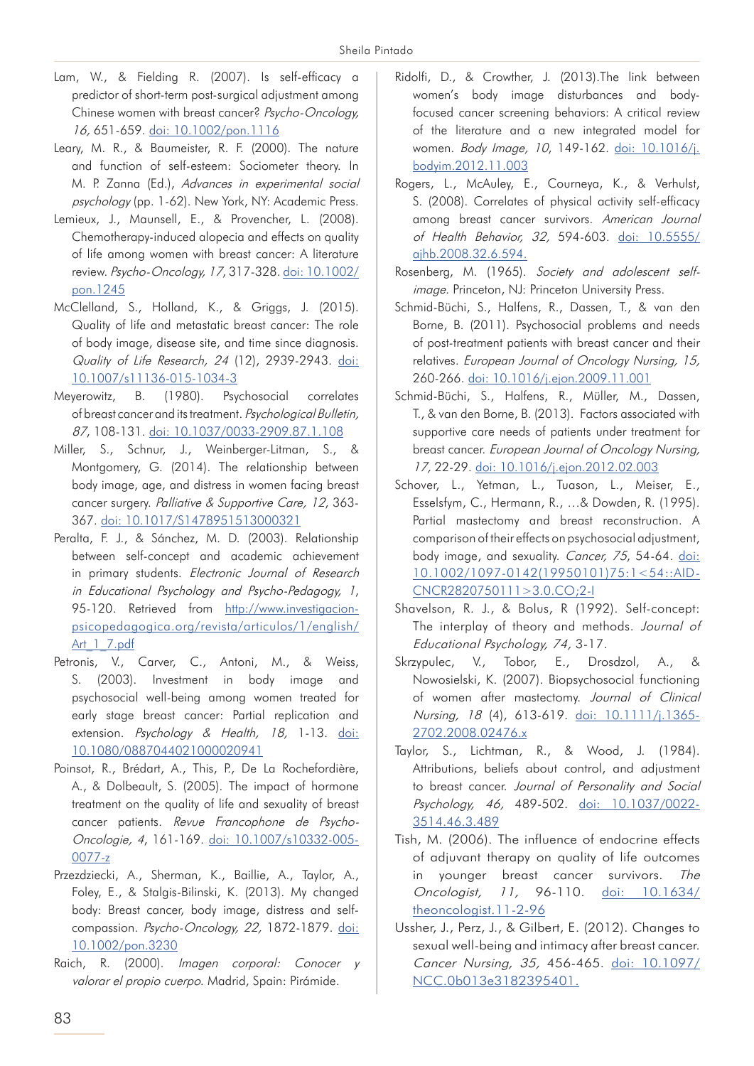Lam, W., & Fielding R. (2007). Is self-efficacy a predictor of short-term post-surgical adjustment among Chinese women with breast cancer? *Psycho-Oncology, 16,* 651-659. doi: 10.1002/pon.1116

Leary, M. R., & Baumeister, R. F. (2000). The nature and function of self-esteem: Sociometer theory. In M. P. Zanna (Ed.), *Advances in experimental social psychology* (pp. 1-62). New York, NY: Academic Press.

Lemieux, J., Maunsell, E., & Provencher, L. (2008). Chemotherapy-induced alopecia and effects on quality of life among women with breast cancer: A literature review. *Psycho-Oncology, 17*, 317-328. doi: 10.1002/pon.1245

McClelland, S., Holland, K., & Griggs, J. (2015). Quality of life and metastatic breast cancer: The role of body image, disease site, and time since diagnosis. *Quality of Life Research, 24* (12), 2939-2943. doi: 10.1007/s11136-015-1034-3

Meyerowitz, B. (1980). Psychosocial correlates of breast cancer and its treatment. *Psychological Bulletin, 87*, 108-131. doi: 10.1037/0033-2909.87.1.108

Miller, S., Schnur, J., Weinberger-Litman, S., & Montgomery, G. (2014). The relationship between body image, age, and distress in women facing breast cancer surgery. *Palliative & Supportive Care, 12*, 363-367. doi: 10.1017/S1478951513000321

Peralta, F. J., & Sánchez, M. D. (2003). Relationship between self-concept and academic achievement in primary students. *Electronic Journal of Research in Educational Psychology and Psycho-Pedagogy, 1*, 95-120. Retrieved from http://www.investigacion-psicopedagogica.org/revista/articulos/1/english/Art_1_7.pdf

Petronis, V., Carver, C., Antoni, M., & Weiss, S. (2003). Investment in body image and psychosocial well-being among women treated for early stage breast cancer: Partial replication and extension. *Psychology & Health, 18,* 1-13. doi: 10.1080/0887044021000020941

Poinsot, R., Brédart, A., This, P., De La Rochefordière, A., & Dolbeault, S. (2005). The impact of hormone treatment on the quality of life and sexuality of breast cancer patients. *Revue Francophone de Psycho-Oncologie, 4*, 161-169. doi: 10.1007/s10332-005-0077-z

Przezdziecki, A., Sherman, K., Baillie, A., Taylor, A., Foley, E., & Stalgis-Bilinski, K. (2013). My changed body: Breast cancer, body image, distress and self-compassion. *Psycho-Oncology, 22,* 1872-1879. doi: 10.1002/pon.3230

Raich, R. (2000). *Imagen corporal: Conocer y valorar el propio cuerpo*. Madrid, Spain: Pirámide.

Ridolfi, D., & Crowther, J. (2013).The link between women's body image disturbances and body-focused cancer screening behaviors: A critical review of the literature and a new integrated model for women. *Body Image, 10*, 149-162. doi: 10.1016/j.bodyim.2012.11.003

Rogers, L., McAuley, E., Courneya, K., & Verhulst, S. (2008). Correlates of physical activity self-efficacy among breast cancer survivors. *American Journal of Health Behavior, 32,* 594-603. doi: 10.5555/ajhb.2008.32.6.594.

Rosenberg, M. (1965). *Society and adolescent self-image.* Princeton, NJ: Princeton University Press.

Schmid-Büchi, S., Halfens, R., Dassen, T., & van den Borne, B. (2011). Psychosocial problems and needs of post-treatment patients with breast cancer and their relatives. *European Journal of Oncology Nursing, 15,* 260-266. doi: 10.1016/j.ejon.2009.11.001

Schmid-Büchi, S., Halfens, R., Müller, M., Dassen, T., & van den Borne, B. (2013). Factors associated with supportive care needs of patients under treatment for breast cancer. *European Journal of Oncology Nursing, 17,* 22-29. doi: 10.1016/j.ejon.2012.02.003

Schover, L., Yetman, L., Tuason, L., Meiser, E., Esselsfym, C., Hermann, R., …& Dowden, R. (1995). Partial mastectomy and breast reconstruction. A comparison of their effects on psychosocial adjustment, body image, and sexuality. *Cancer, 75*, 54-64. doi: 10.1002/1097-0142(19950101)75:1<54::AID-CNCR2820750111>3.0.CO;2-I

Shavelson, R. J., & Bolus, R (1992). Self-concept: The interplay of theory and methods. *Journal of Educational Psychology, 74,* 3-17.

Skrzypulec, V., Tobor, E., Drosdzol, A., & Nowosielski, K. (2007). Biopsychosocial functioning of women after mastectomy. *Journal of Clinical Nursing, 18* (4), 613-619. doi: 10.1111/j.1365-2702.2008.02476.x

Taylor, S., Lichtman, R., & Wood, J. (1984). Attributions, beliefs about control, and adjustment to breast cancer. *Journal of Personality and Social Psychology, 46,* 489-502. doi: 10.1037/0022-3514.46.3.489

Tish, M. (2006). The influence of endocrine effects of adjuvant therapy on quality of life outcomes in younger breast cancer survivors. *The Oncologist, 11,* 96-110. doi: 10.1634/theoncologist.11-2-96

Ussher, J., Perz, J., & Gilbert, E. (2012). Changes to sexual well-being and intimacy after breast cancer. *Cancer Nursing, 35,* 456-465. doi: 10.1097/NCC.0b013e3182395401.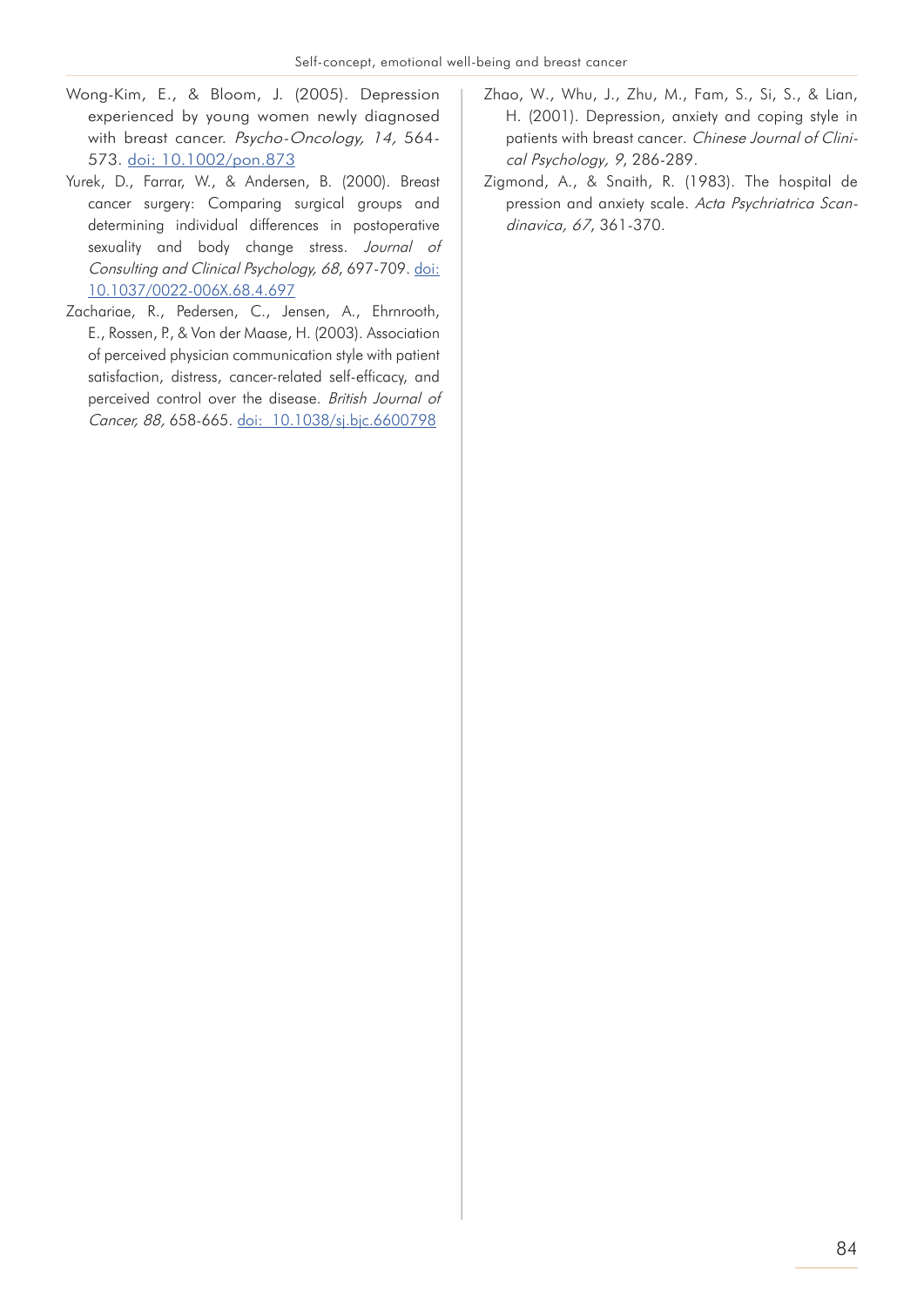Wong-Kim, E., & Bloom, J. (2005). Depression experienced by young women newly diagnosed with breast cancer. *Psycho-Oncology, 14,* 564-573. doi: 10.1002/pon.873

Yurek, D., Farrar, W., & Andersen, B. (2000). Breast cancer surgery: Comparing surgical groups and determining individual differences in postoperative sexuality and body change stress. *Journal of Consulting and Clinical Psychology, 68*, 697-709. doi: 10.1037/0022-006X.68.4.697

Zachariae, R., Pedersen, C., Jensen, A., Ehrnrooth, E., Rossen, P., & Von der Maase, H. (2003). Association of perceived physician communication style with patient satisfaction, distress, cancer-related self-efficacy, and perceived control over the disease. *British Journal of Cancer, 88,* 658-665. doi: 10.1038/sj.bjc.6600798

Zhao, W., Whu, J., Zhu, M., Fam, S., Si, S., & Lian, H. (2001). Depression, anxiety and coping style in patients with breast cancer. *Chinese Journal of Clinical Psychology, 9*, 286-289.

Zigmond, A., & Snaith, R. (1983). The hospital depression and anxiety scale. *Acta Psychriatrica Scandinavica, 67*, 361-370.